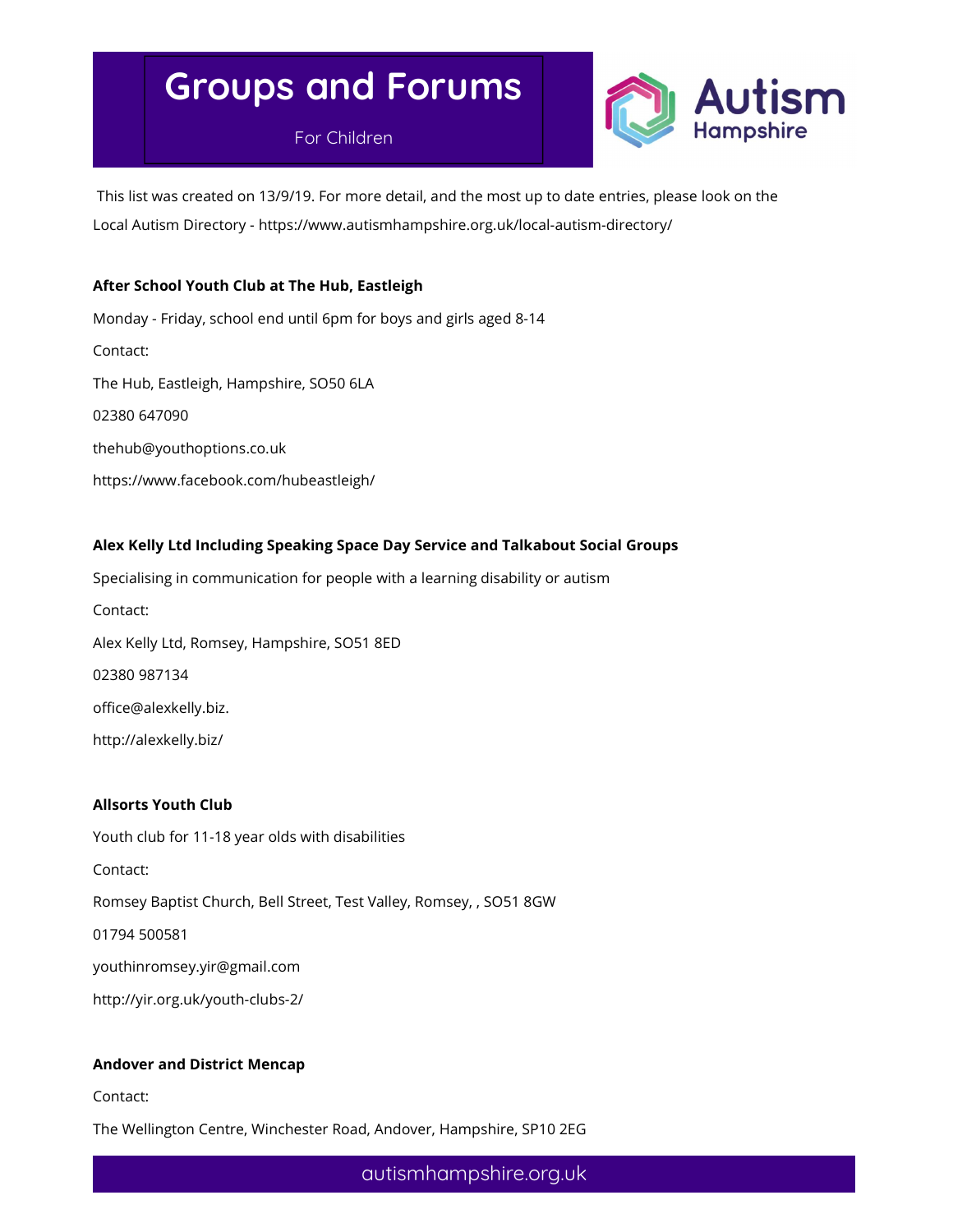# Groups and Forums

For Children

This list was created on 13/9/19. For more detail, and the most up to date entries, please look on the Local Autism Directory - https://www.autismhampshire.org.uk/local-autism-directory/

**After School Youth Club at The Hub, Eastleigh**

Monday - Friday, school end until 6pm for boys and girls aged 8-14

Contact:

The Hub, Eastleigh, Hampshire, SO50 6LA

02380 647090

thehub@youthoptions.co.uk

https://www.facebook.com/hubeastleigh/

**Alex Kelly Ltd Including Speaking Space Day Service and Talkabout Social Groups**

Specialising in communication for people with a learning disability or autism

Contact:

Alex Kelly Ltd, Romsey, Hampshire, SO51 8ED

02380 987134

office@alexkelly.biz.

http://alexkelly.biz/

**Allsorts Youth Club**

Youth club for 11-18 year olds with disabilities

Contact:

Romsey Baptist Church, Bell Street, Test Valley, Romsey, , SO51 8GW

01794 500581

youthinromsey.yir@gmail.com

http://yir.org.uk/youth-clubs-2/

**Andover and District Mencap**

Contact:

The Wellington Centre, Winchester Road, Andover, Hampshire, SP10 2EG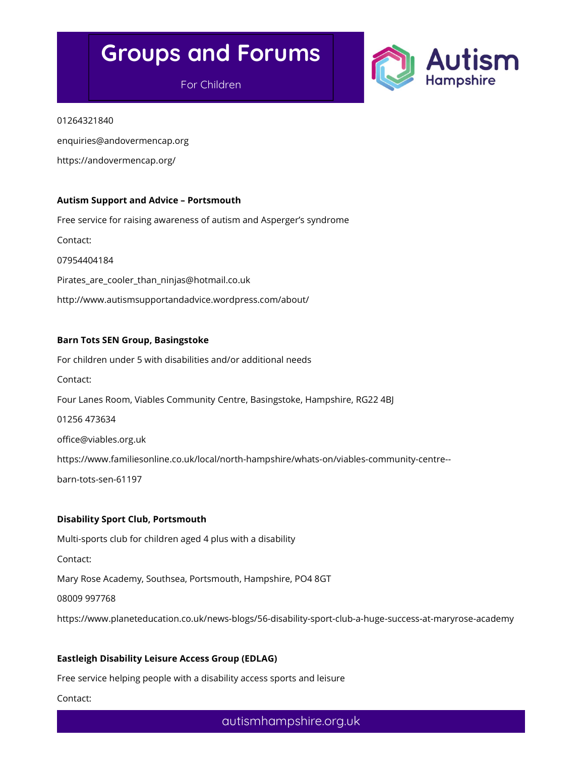01264321840

enquiries@andovermencap.org

https://andovermencap.org/

**Autism Support and Advice – Portsmouth**

Free service for raising awareness of autism and Asperger's syndrome

Contact:

07954404184

Pirates_are_cooler_than_ninjas@hotmail.co.uk

http://www.autismsupportandadvice.wordpress.com/about/

**Barn Tots SEN Group, Basingstoke**

For children under 5 with disabilities and/or additional needs

Contact:

Four Lanes Room, Viables Community Centre, Basingstoke, Hampshire, RG22 4BJ

01256 473634

office@viables.org.uk

https://www.familiesonline.co.uk/local/north-hampshire/whats-on/viables-community-centre--barn-tots-sen-61197

**Disability Sport Club, Portsmouth**

Multi-sports club for children aged 4 plus with a disability

Contact:

Mary Rose Academy, Southsea, Portsmouth, Hampshire, PO4 8GT

08009 997768

https://www.planeteducation.co.uk/news-blogs/56-disability-sport-club-a-huge-success-at-maryrose-academy

**Eastleigh Disability Leisure Access Group (EDLAG)**

Free service helping people with a disability access sports and leisure

Contact: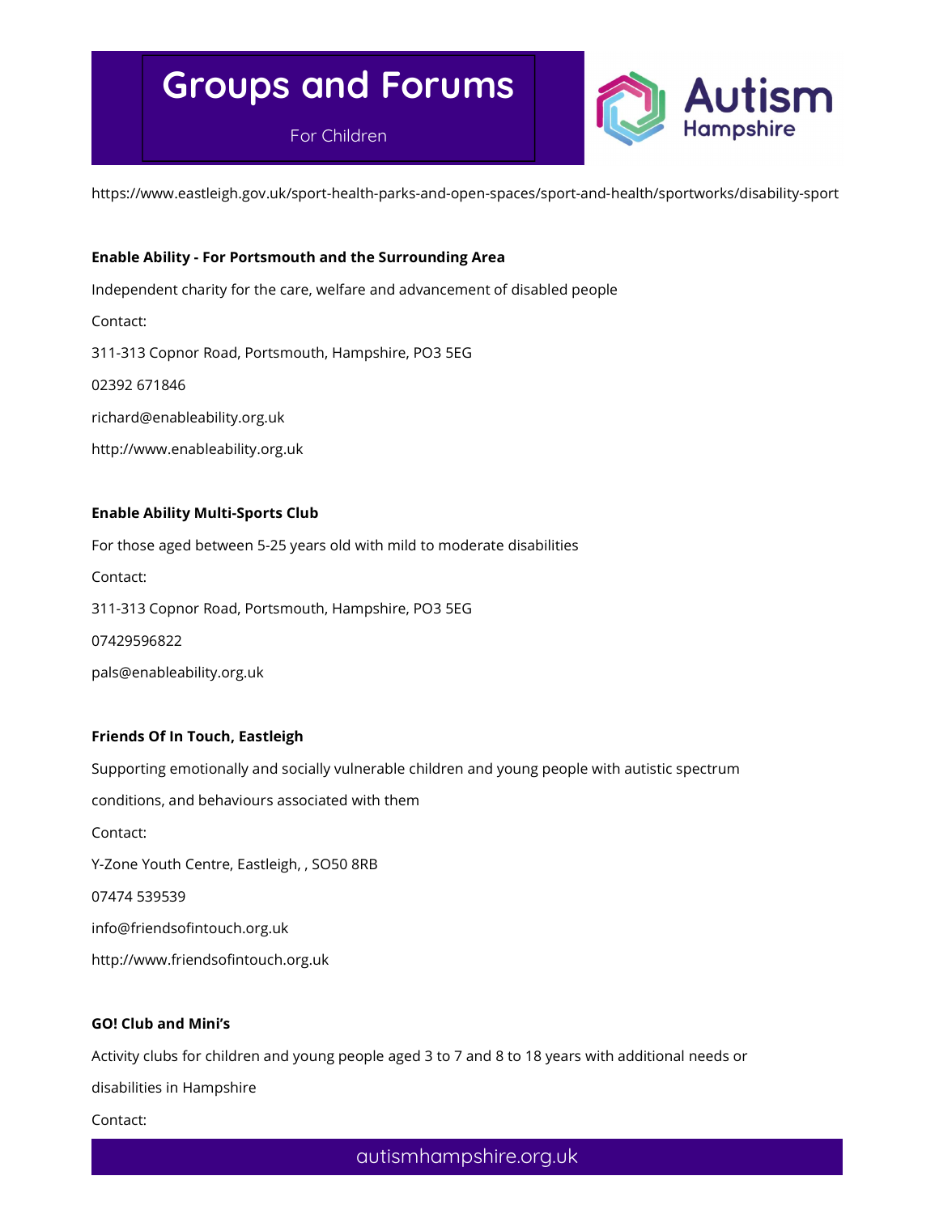https://www.eastleigh.gov.uk/sport-health-parks-and-open-spaces/sport-and-health/sportworks/disability-sport

**Enable Ability - For Portsmouth and the Surrounding Area**

Independent charity for the care, welfare and advancement of disabled people

Contact:

311-313 Copnor Road, Portsmouth, Hampshire, PO3 5EG

02392 671846

richard@enableability.org.uk

http://www.enableability.org.uk

**Enable Ability Multi-Sports Club**

For those aged between 5-25 years old with mild to moderate disabilities

Contact:

311-313 Copnor Road, Portsmouth, Hampshire, PO3 5EG

07429596822

pals@enableability.org.uk

**Friends Of In Touch, Eastleigh**

Supporting emotionally and socially vulnerable children and young people with autistic spectrum conditions, and behaviours associated with them

Contact:

Y-Zone Youth Centre, Eastleigh, , SO50 8RB

07474 539539

info@friendsofintouch.org.uk

http://www.friendsofintouch.org.uk

**GO! Club and Mini's**

Activity clubs for children and young people aged 3 to 7 and 8 to 18 years with additional needs or disabilities in Hampshire

Contact: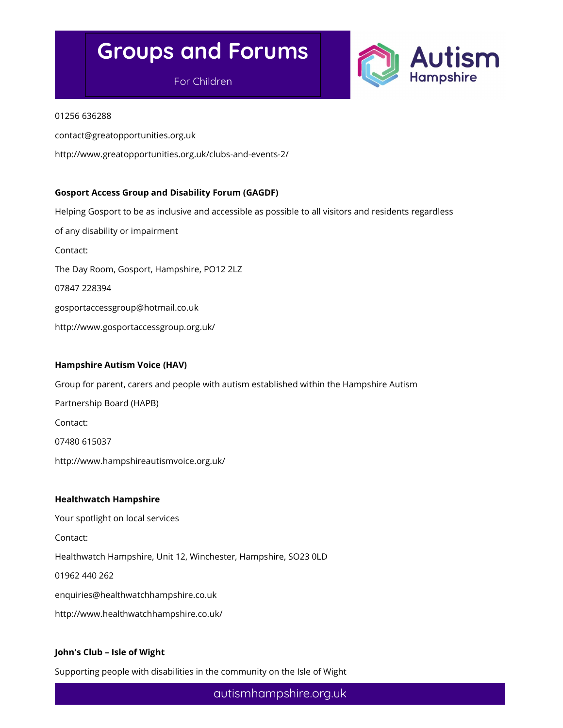01256 636288

contact@greatopportunities.org.uk

http://www.greatopportunities.org.uk/clubs-and-events-2/

**Gosport Access Group and Disability Forum (GAGDF)**

Helping Gosport to be as inclusive and accessible as possible to all visitors and residents regardless of any disability or impairment

Contact:

The Day Room, Gosport, Hampshire, PO12 2LZ

07847 228394

gosportaccessgroup@hotmail.co.uk

http://www.gosportaccessgroup.org.uk/

**Hampshire Autism Voice (HAV)**

Group for parent, carers and people with autism established within the Hampshire Autism Partnership Board (HAPB)

Contact:

07480 615037

http://www.hampshireautismvoice.org.uk/

**Healthwatch Hampshire**

Your spotlight on local services

Contact:

Healthwatch Hampshire, Unit 12, Winchester, Hampshire, SO23 0LD

01962 440 262

enquiries@healthwatchhampshire.co.uk

http://www.healthwatchhampshire.co.uk/

**John's Club – Isle of Wight**

Supporting people with disabilities in the community on the Isle of Wight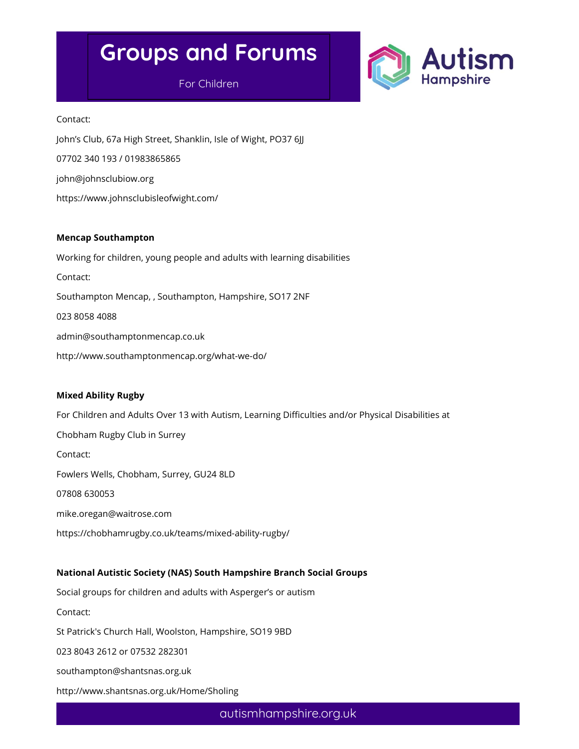Contact:

John's Club, 67a High Street, Shanklin, Isle of Wight, PO37 6JJ

07702 340 193 / 01983865865

john@johnsclubiow.org

https://www.johnsclubisleofwight.com/

**Mencap Southampton**

Working for children, young people and adults with learning disabilities

Contact:

Southampton Mencap, , Southampton, Hampshire, SO17 2NF

023 8058 4088

admin@southamptonmencap.co.uk

http://www.southamptonmencap.org/what-we-do/

**Mixed Ability Rugby**

For Children and Adults Over 13 with Autism, Learning Difficulties and/or Physical Disabilities at Chobham Rugby Club in Surrey

Contact:

Fowlers Wells, Chobham, Surrey, GU24 8LD

07808 630053

mike.oregan@waitrose.com

https://chobhamrugby.co.uk/teams/mixed-ability-rugby/

**National Autistic Society (NAS) South Hampshire Branch Social Groups**

Social groups for children and adults with Asperger's or autism

Contact:

St Patrick's Church Hall, Woolston, Hampshire, SO19 9BD

023 8043 2612 or 07532 282301

southampton@shantsnas.org.uk

http://www.shantsnas.org.uk/Home/Sholing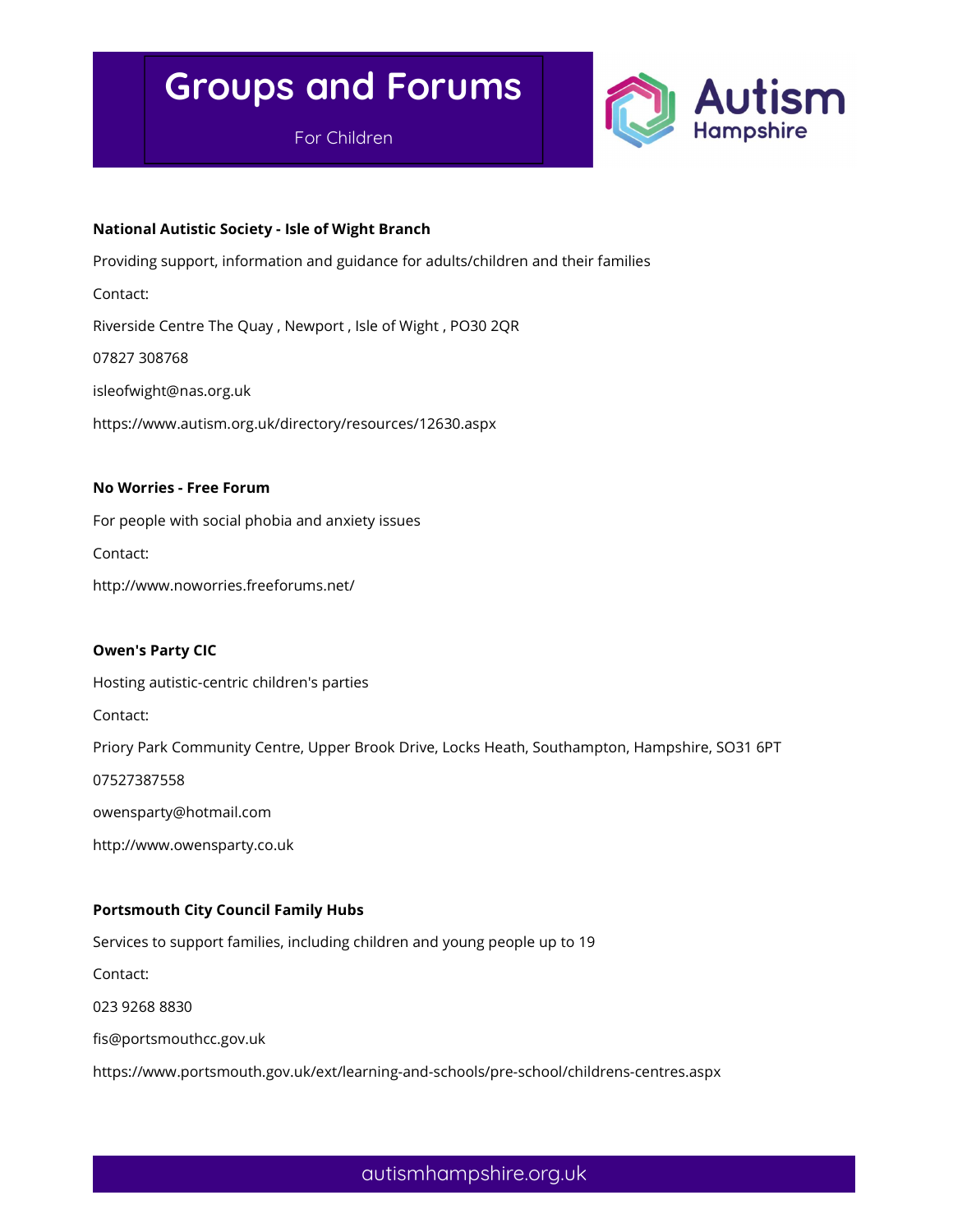# Groups and Forums

For Children

**National Autistic Society - Isle of Wight Branch**

Providing support, information and guidance for adults/children and their families

Contact:

Riverside Centre The Quay , Newport , Isle of Wight , PO30 2QR

07827 308768

isleofwight@nas.org.uk

https://www.autism.org.uk/directory/resources/12630.aspx

**No Worries - Free Forum**

For people with social phobia and anxiety issues

Contact:

http://www.noworries.freeforums.net/

**Owen's Party CIC**

Hosting autistic-centric children's parties

Contact:

Priory Park Community Centre, Upper Brook Drive, Locks Heath, Southampton, Hampshire, SO31 6PT

07527387558

owensparty@hotmail.com

http://www.owensparty.co.uk

**Portsmouth City Council Family Hubs**

Services to support families, including children and young people up to 19

Contact:

023 9268 8830

fis@portsmouthcc.gov.uk

https://www.portsmouth.gov.uk/ext/learning-and-schools/pre-school/childrens-centres.aspx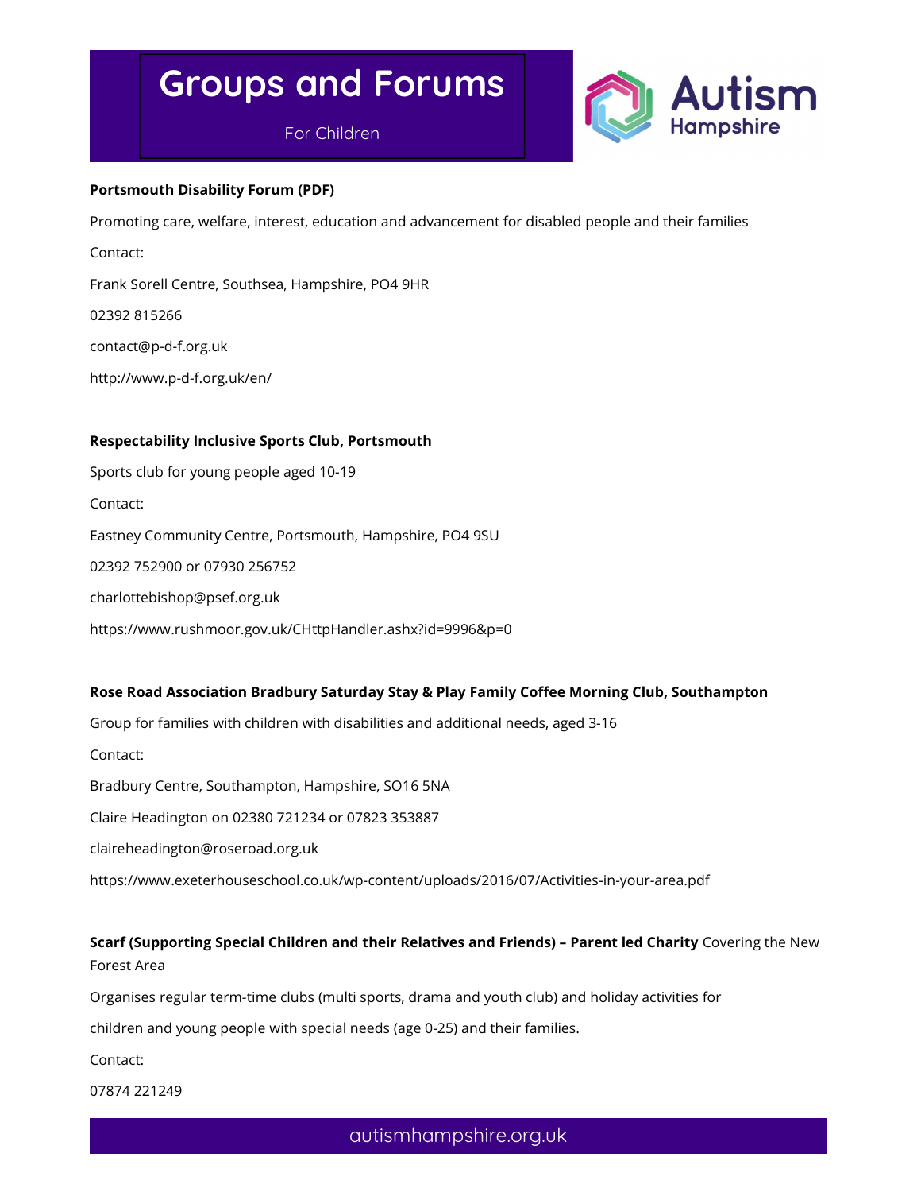# Groups and Forums

For Children

**Portsmouth Disability Forum (PDF)**

Promoting care, welfare, interest, education and advancement for disabled people and their families

Contact:

Frank Sorell Centre, Southsea, Hampshire, PO4 9HR

02392 815266

contact@p-d-f.org.uk

http://www.p-d-f.org.uk/en/

**Respectability Inclusive Sports Club, Portsmouth**

Sports club for young people aged 10-19

Contact:

Eastney Community Centre, Portsmouth, Hampshire, PO4 9SU

02392 752900 or 07930 256752

charlottebishop@psef.org.uk

https://www.rushmoor.gov.uk/CHttpHandler.ashx?id=9996&p=0

**Rose Road Association Bradbury Saturday Stay & Play Family Coffee Morning Club, Southampton**

Group for families with children with disabilities and additional needs, aged 3-16

Contact:

Bradbury Centre, Southampton, Hampshire, SO16 5NA

Claire Headington on 02380 721234 or 07823 353887

claireheadington@roseroad.org.uk

https://www.exeterhouseschool.co.uk/wp-content/uploads/2016/07/Activities-in-your-area.pdf

**Scarf (Supporting Special Children and their Relatives and Friends) – Parent led Charity** Covering the New Forest Area

Organises regular term-time clubs (multi sports, drama and youth club) and holiday activities for children and young people with special needs (age 0-25) and their families.

Contact:

07874 221249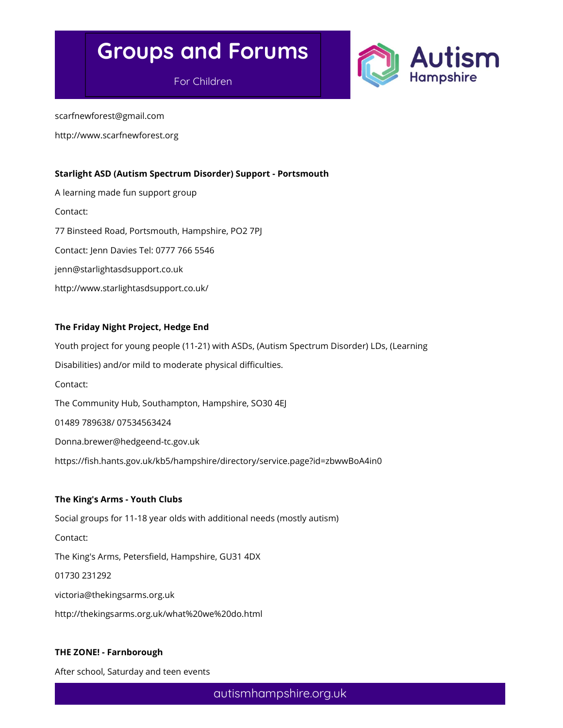scarfnewforest@gmail.com

http://www.scarfnewforest.org

**Starlight ASD (Autism Spectrum Disorder) Support - Portsmouth**

A learning made fun support group

Contact:

77 Binsteed Road, Portsmouth, Hampshire, PO2 7PJ

Contact: Jenn Davies Tel: 0777 766 5546

jenn@starlightasdsupport.co.uk

http://www.starlightasdsupport.co.uk/

**The Friday Night Project, Hedge End**

Youth project for young people (11-21) with ASDs, (Autism Spectrum Disorder) LDs, (Learning Disabilities) and/or mild to moderate physical difficulties.

Contact:

The Community Hub, Southampton, Hampshire, SO30 4EJ

01489 789638/ 07534563424

Donna.brewer@hedgeend-tc.gov.uk

https://fish.hants.gov.uk/kb5/hampshire/directory/service.page?id=zbwwBoA4in0

**The King's Arms - Youth Clubs**

Social groups for 11-18 year olds with additional needs (mostly autism)

Contact:

The King's Arms, Petersfield, Hampshire, GU31 4DX

01730 231292

victoria@thekingsarms.org.uk

http://thekingsarms.org.uk/what%20we%20do.html

**THE ZONE! - Farnborough**

After school, Saturday and teen events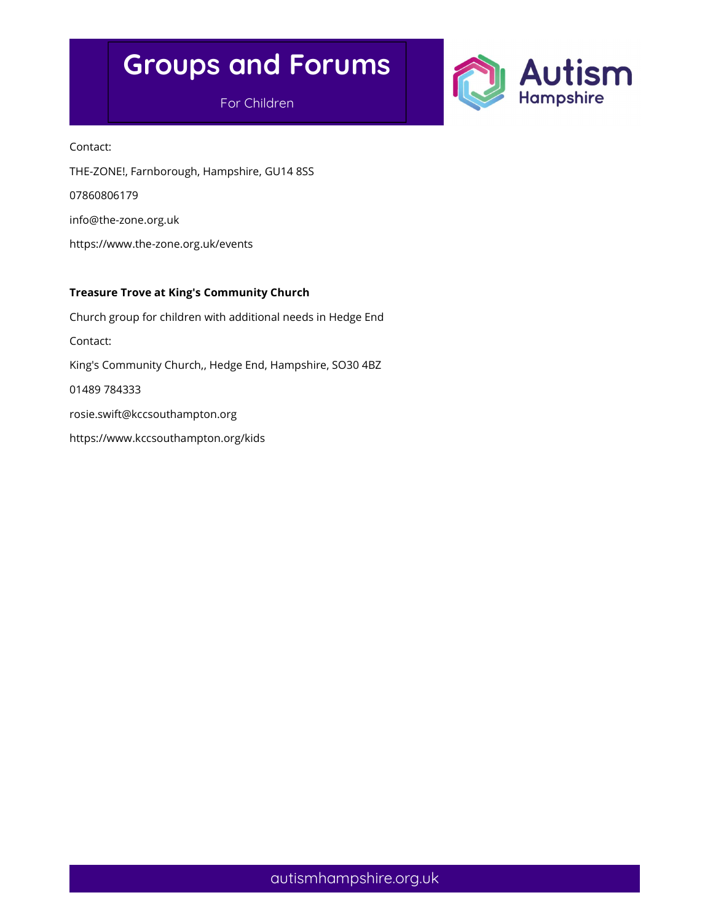Contact:

THE-ZONE!, Farnborough, Hampshire, GU14 8SS

07860806179

info@the-zone.org.uk

https://www.the-zone.org.uk/events

**Treasure Trove at King's Community Church**

Church group for children with additional needs in Hedge End

Contact:

King's Community Church,, Hedge End, Hampshire, SO30 4BZ

01489 784333

rosie.swift@kccsouthampton.org

https://www.kccsouthampton.org/kids